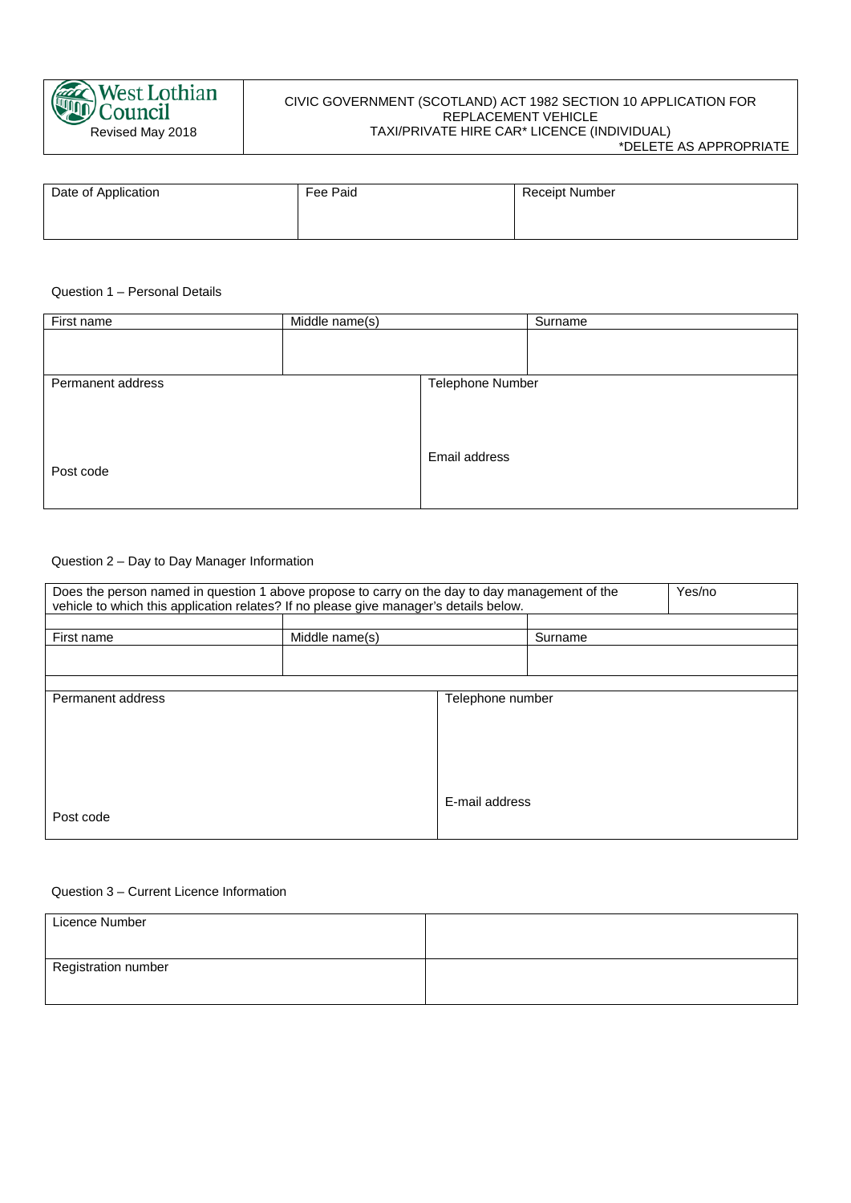| West Lothian Council<br>Revised May 2018 | CIVIC GOVERNMENT (SCOTLAND) ACT 1982 SECTION 10 APPLICATION FOR REPLACEMENT VEHICLE<br>TAXI/PRIVATE HIRE CAR* LICENCE (INDIVIDUAL)<br>*DELETE AS APPROPRIATE |
|---|---|

| Date of Application | Fee Paid | Receipt Number |
|---|---|---|
| | | |

Question 1 – Personal Details

| First name | Middle name(s) | Surname |
|---|---|---|
| | | |

| Permanent address<br><br><br>Post code | Telephone Number<br><br><br>Email address |
|---|---|

Question 2 – Day to Day Manager Information

| Does the person named in question 1 above propose to carry on the day to day management of the vehicle to which this application relates? If no please give manager's details below. | Yes/no |
|---|---|

| First name | Middle name(s) | Surname |
|---|---|---|
| | | |

| Permanent address<br><br><br>Post code | Telephone number<br><br><br>E-mail address |
|---|---|

Question 3 – Current Licence Information

| Licence Number | |
|---|---|
| Registration number | |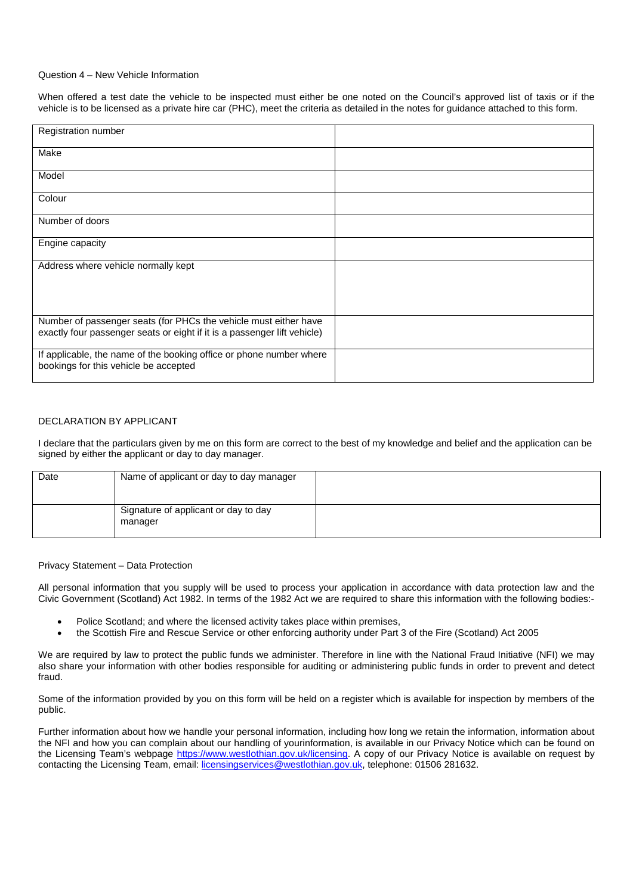Question 4 – New Vehicle Information

When offered a test date the vehicle to be inspected must either be one noted on the Council's approved list of taxis or if the vehicle is to be licensed as a private hire car (PHC), meet the criteria as detailed in the notes for guidance attached to this form.

| | |
|---|---|
| Registration number | |
| Make | |
| Model | |
| Colour | |
| Number of doors | |
| Engine capacity | |
| Address where vehicle normally kept | |
| Number of passenger seats (for PHCs the vehicle must either have exactly four passenger seats or eight if it is a passenger lift vehicle) | |
| If applicable, the name of the booking office or phone number where bookings for this vehicle be accepted | |

DECLARATION BY APPLICANT

I declare that the particulars given by me on this form are correct to the best of my knowledge and belief and the application can be signed by either the applicant or day to day manager.

| Date | Name of applicant or day to day manager | |
|---|---|---|
| | Signature of applicant or day to day manager | |

Privacy Statement – Data Protection

All personal information that you supply will be used to process your application in accordance with data protection law and the Civic Government (Scotland) Act 1982. In terms of the 1982 Act we are required to share this information with the following bodies:-

- Police Scotland; and where the licensed activity takes place within premises,
- the Scottish Fire and Rescue Service or other enforcing authority under Part 3 of the Fire (Scotland) Act 2005

We are required by law to protect the public funds we administer. Therefore in line with the National Fraud Initiative (NFI) we may also share your information with other bodies responsible for auditing or administering public funds in order to prevent and detect fraud.

Some of the information provided by you on this form will be held on a register which is available for inspection by members of the public.

Further information about how we handle your personal information, including how long we retain the information, information about the NFI and how you can complain about our handling of yourinformation, is available in our Privacy Notice which can be found on the Licensing Team's webpage https://www.westlothian.gov.uk/licensing. A copy of our Privacy Notice is available on request by contacting the Licensing Team, email: licensingservices@westlothian.gov.uk, telephone: 01506 281632.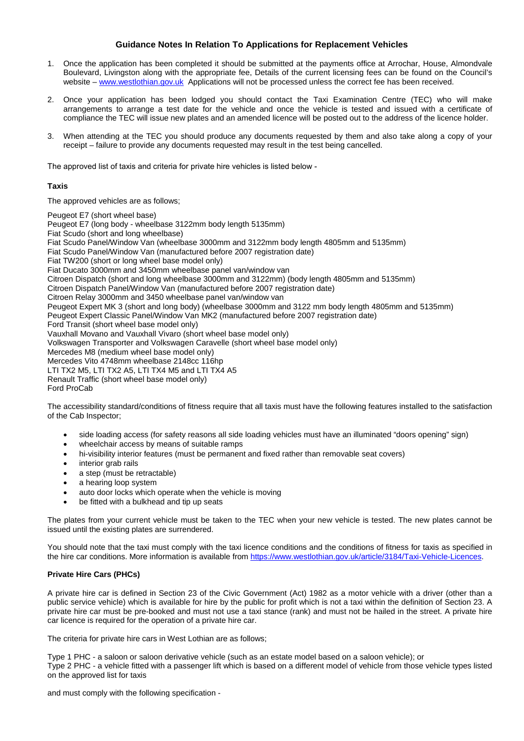## Guidance Notes In Relation To Applications for Replacement Vehicles

1. Once the application has been completed it should be submitted at the payments office at Arrochar, House, Almondvale Boulevard, Livingston along with the appropriate fee, Details of the current licensing fees can be found on the Council's website – www.westlothian.gov.uk Applications will not be processed unless the correct fee has been received.

2. Once your application has been lodged you should contact the Taxi Examination Centre (TEC) who will make arrangements to arrange a test date for the vehicle and once the vehicle is tested and issued with a certificate of compliance the TEC will issue new plates and an amended licence will be posted out to the address of the licence holder.

3. When attending at the TEC you should produce any documents requested by them and also take along a copy of your receipt – failure to provide any documents requested may result in the test being cancelled.

The approved list of taxis and criteria for private hire vehicles is listed below -

### Taxis

The approved vehicles are as follows;

Peugeot E7 (short wheel base)
Peugeot E7 (long body - wheelbase 3122mm body length 5135mm)
Fiat Scudo (short and long wheelbase)
Fiat Scudo Panel/Window Van (wheelbase 3000mm and 3122mm body length 4805mm and 5135mm)
Fiat Scudo Panel/Window Van (manufactured before 2007 registration date)
Fiat TW200 (short or long wheel base model only)
Fiat Ducato 3000mm and 3450mm wheelbase panel van/window van
Citroen Dispatch (short and long wheelbase 3000mm and 3122mm) (body length 4805mm and 5135mm)
Citroen Dispatch Panel/Window Van (manufactured before 2007 registration date)
Citroen Relay 3000mm and 3450 wheelbase panel van/window van
Peugeot Expert MK 3 (short and long body) (wheelbase 3000mm and 3122 mm body length 4805mm and 5135mm)
Peugeot Expert Classic Panel/Window Van MK2 (manufactured before 2007 registration date)
Ford Transit (short wheel base model only)
Vauxhall Movano and Vauxhall Vivaro (short wheel base model only)
Volkswagen Transporter and Volkswagen Caravelle (short wheel base model only)
Mercedes M8 (medium wheel base model only)
Mercedes Vito 4748mm wheelbase 2148cc 116hp
LTI TX2 M5, LTI TX2 A5, LTI TX4 M5 and LTI TX4 A5
Renault Traffic (short wheel base model only)
Ford ProCab

The accessibility standard/conditions of fitness require that all taxis must have the following features installed to the satisfaction of the Cab Inspector;

- side loading access (for safety reasons all side loading vehicles must have an illuminated "doors opening" sign)
- wheelchair access by means of suitable ramps
- hi-visibility interior features (must be permanent and fixed rather than removable seat covers)
- interior grab rails
- a step (must be retractable)
- a hearing loop system
- auto door locks which operate when the vehicle is moving
- be fitted with a bulkhead and tip up seats

The plates from your current vehicle must be taken to the TEC when your new vehicle is tested. The new plates cannot be issued until the existing plates are surrendered.

You should note that the taxi must comply with the taxi licence conditions and the conditions of fitness for taxis as specified in the hire car conditions. More information is available from https://www.westlothian.gov.uk/article/3184/Taxi-Vehicle-Licences.

### Private Hire Cars (PHCs)

A private hire car is defined in Section 23 of the Civic Government (Act) 1982 as a motor vehicle with a driver (other than a public service vehicle) which is available for hire by the public for profit which is not a taxi within the definition of Section 23. A private hire car must be pre-booked and must not use a taxi stance (rank) and must not be hailed in the street. A private hire car licence is required for the operation of a private hire car.

The criteria for private hire cars in West Lothian are as follows;

Type 1 PHC - a saloon or saloon derivative vehicle (such as an estate model based on a saloon vehicle); or
Type 2 PHC - a vehicle fitted with a passenger lift which is based on a different model of vehicle from those vehicle types listed on the approved list for taxis

and must comply with the following specification -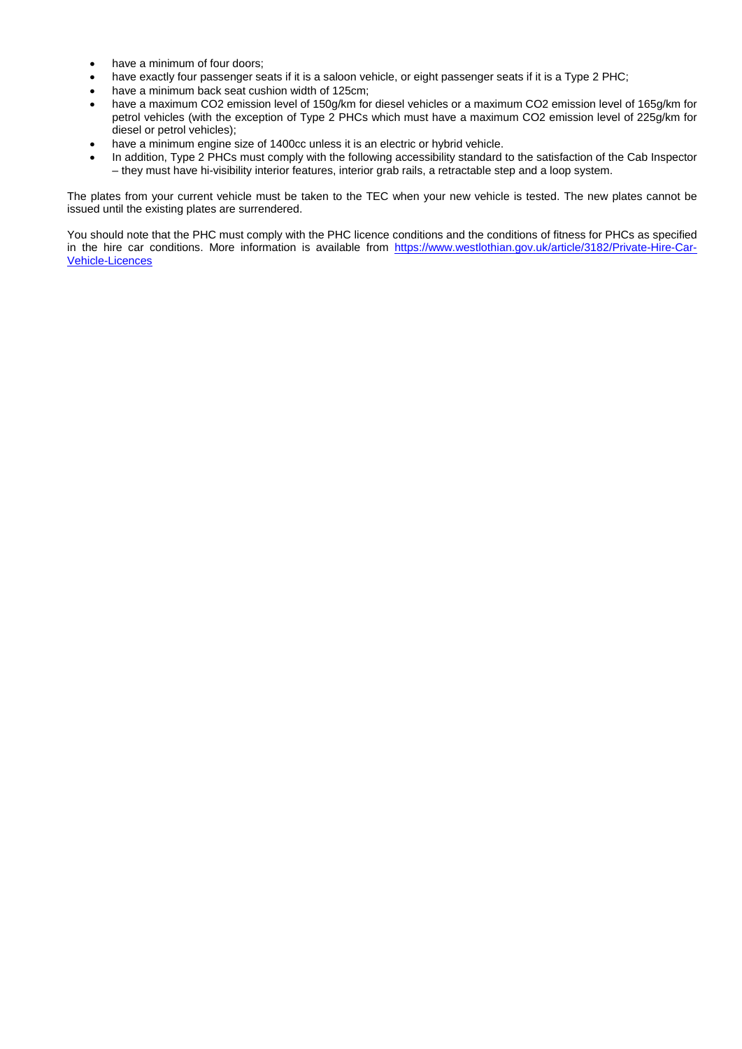- have a minimum of four doors;
- have exactly four passenger seats if it is a saloon vehicle, or eight passenger seats if it is a Type 2 PHC;
- have a minimum back seat cushion width of 125cm;
- have a maximum $CO_2$ emission level of 150g/km for diesel vehicles or a maximum $CO_2$ emission level of 165g/km for petrol vehicles (with the exception of Type 2 PHCs which must have a maximum $CO_2$ emission level of 225g/km for diesel or petrol vehicles);
- have a minimum engine size of 1400cc unless it is an electric or hybrid vehicle.
- In addition, Type 2 PHCs must comply with the following accessibility standard to the satisfaction of the Cab Inspector – they must have hi-visibility interior features, interior grab rails, a retractable step and a loop system.

The plates from your current vehicle must be taken to the TEC when your new vehicle is tested. The new plates cannot be issued until the existing plates are surrendered.

You should note that the PHC must comply with the PHC licence conditions and the conditions of fitness for PHCs as specified in the hire car conditions. More information is available from [https://www.westlothian.gov.uk/article/3182/Private-Hire-Car-Vehicle-Licences](https://www.westlothian.gov.uk/article/3182/Private-Hire-Car-Vehicle-Licences)